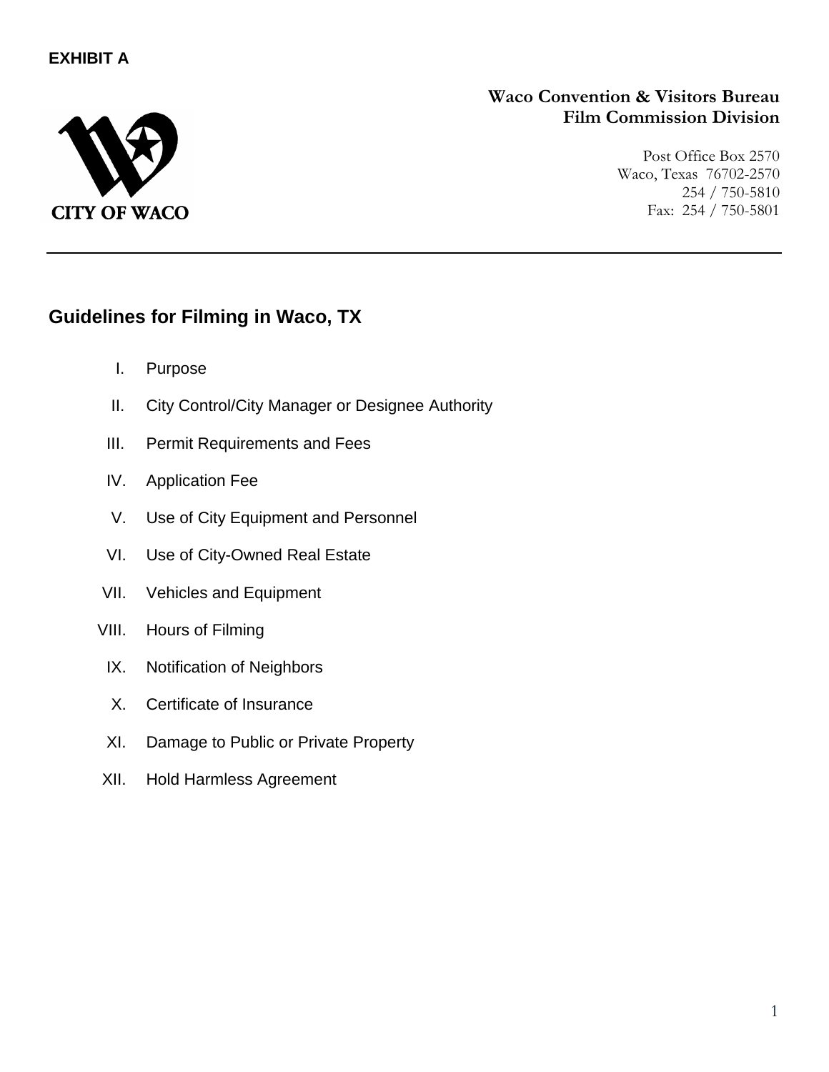**EXHIBIT A**

CITY OF WACO

**Waco Convention & Visitors Bureau**
**Film Commission Division**

Post Office Box 2570
Waco, Texas 76702-2570
254 / 750-5810
Fax: 254 / 750-5801

---

## Guidelines for Filming in Waco, TX

I. Purpose

II. City Control/City Manager or Designee Authority

III. Permit Requirements and Fees

IV. Application Fee

V. Use of City Equipment and Personnel

VI. Use of City-Owned Real Estate

VII. Vehicles and Equipment

VIII. Hours of Filming

IX. Notification of Neighbors

X. Certificate of Insurance

XI. Damage to Public or Private Property

XII. Hold Harmless Agreement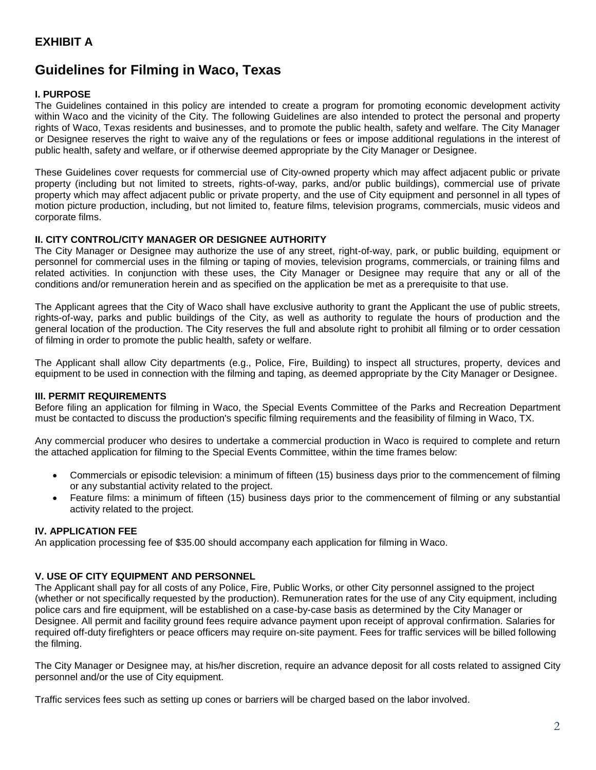## EXHIBIT A

# Guidelines for Filming in Waco, Texas

### I. PURPOSE

The Guidelines contained in this policy are intended to create a program for promoting economic development activity within Waco and the vicinity of the City. The following Guidelines are also intended to protect the personal and property rights of Waco, Texas residents and businesses, and to promote the public health, safety and welfare. The City Manager or Designee reserves the right to waive any of the regulations or fees or impose additional regulations in the interest of public health, safety and welfare, or if otherwise deemed appropriate by the City Manager or Designee.

These Guidelines cover requests for commercial use of City-owned property which may affect adjacent public or private property (including but not limited to streets, rights-of-way, parks, and/or public buildings), commercial use of private property which may affect adjacent public or private property, and the use of City equipment and personnel in all types of motion picture production, including, but not limited to, feature films, television programs, commercials, music videos and corporate films.

### II. CITY CONTROL/CITY MANAGER OR DESIGNEE AUTHORITY

The City Manager or Designee may authorize the use of any street, right-of-way, park, or public building, equipment or personnel for commercial uses in the filming or taping of movies, television programs, commercials, or training films and related activities. In conjunction with these uses, the City Manager or Designee may require that any or all of the conditions and/or remuneration herein and as specified on the application be met as a prerequisite to that use.

The Applicant agrees that the City of Waco shall have exclusive authority to grant the Applicant the use of public streets, rights-of-way, parks and public buildings of the City, as well as authority to regulate the hours of production and the general location of the production. The City reserves the full and absolute right to prohibit all filming or to order cessation of filming in order to promote the public health, safety or welfare.

The Applicant shall allow City departments (e.g., Police, Fire, Building) to inspect all structures, property, devices and equipment to be used in connection with the filming and taping, as deemed appropriate by the City Manager or Designee.

### III. PERMIT REQUIREMENTS

Before filing an application for filming in Waco, the Special Events Committee of the Parks and Recreation Department must be contacted to discuss the production's specific filming requirements and the feasibility of filming in Waco, TX.

Any commercial producer who desires to undertake a commercial production in Waco is required to complete and return the attached application for filming to the Special Events Committee, within the time frames below:

- Commercials or episodic television: a minimum of fifteen (15) business days prior to the commencement of filming or any substantial activity related to the project.
- Feature films: a minimum of fifteen (15) business days prior to the commencement of filming or any substantial activity related to the project.

### IV. APPLICATION FEE

An application processing fee of $35.00 should accompany each application for filming in Waco.

### V. USE OF CITY EQUIPMENT AND PERSONNEL

The Applicant shall pay for all costs of any Police, Fire, Public Works, or other City personnel assigned to the project (whether or not specifically requested by the production). Remuneration rates for the use of any City equipment, including police cars and fire equipment, will be established on a case-by-case basis as determined by the City Manager or Designee. All permit and facility ground fees require advance payment upon receipt of approval confirmation. Salaries for required off-duty firefighters or peace officers may require on-site payment. Fees for traffic services will be billed following the filming.

The City Manager or Designee may, at his/her discretion, require an advance deposit for all costs related to assigned City personnel and/or the use of City equipment.

Traffic services fees such as setting up cones or barriers will be charged based on the labor involved.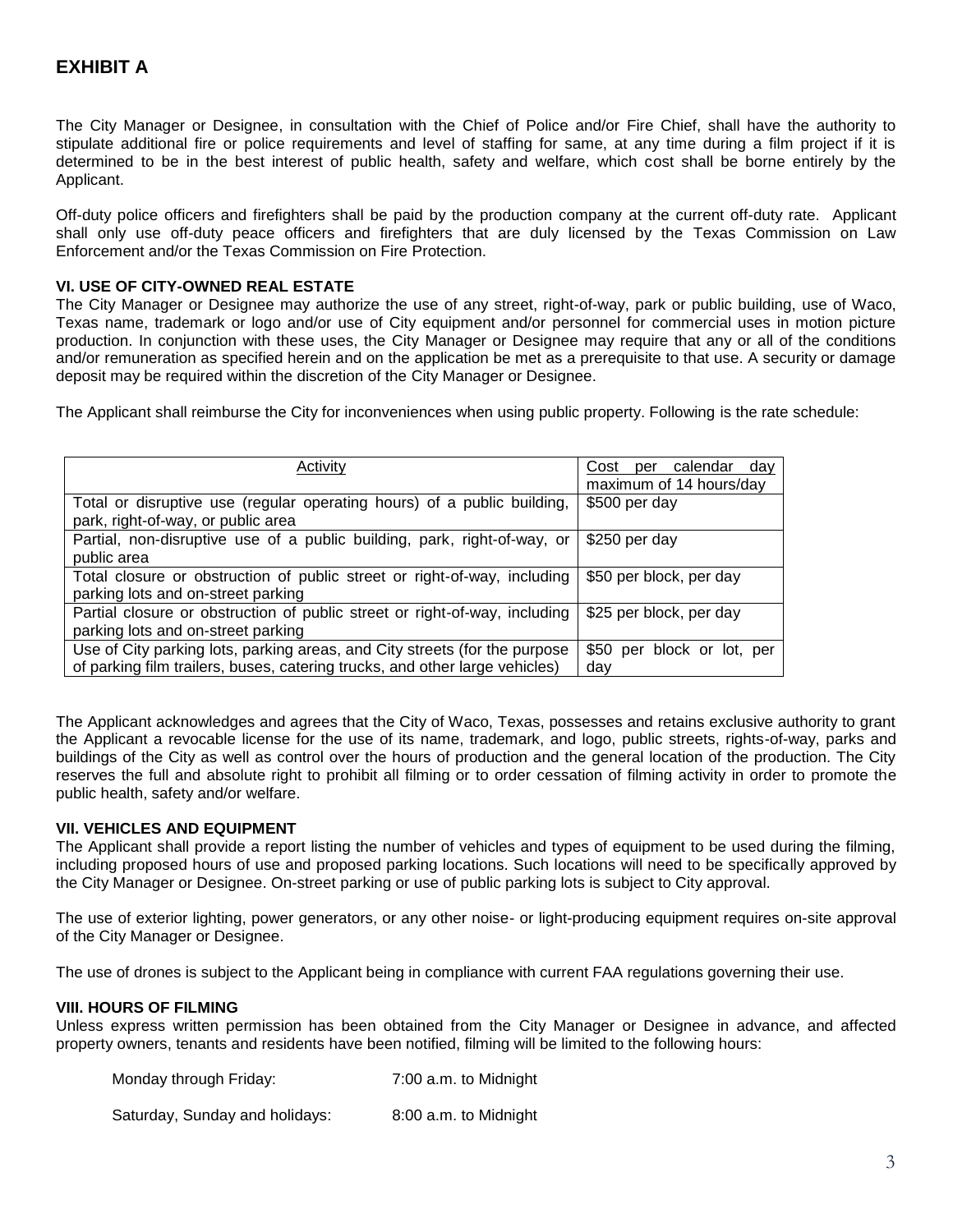## EXHIBIT A

The City Manager or Designee, in consultation with the Chief of Police and/or Fire Chief, shall have the authority to stipulate additional fire or police requirements and level of staffing for same, at any time during a film project if it is determined to be in the best interest of public health, safety and welfare, which cost shall be borne entirely by the Applicant.

Off-duty police officers and firefighters shall be paid by the production company at the current off-duty rate. Applicant shall only use off-duty peace officers and firefighters that are duly licensed by the Texas Commission on Law Enforcement and/or the Texas Commission on Fire Protection.

**VI. USE OF CITY-OWNED REAL ESTATE**

The City Manager or Designee may authorize the use of any street, right-of-way, park or public building, use of Waco, Texas name, trademark or logo and/or use of City equipment and/or personnel for commercial uses in motion picture production. In conjunction with these uses, the City Manager or Designee may require that any or all of the conditions and/or remuneration as specified herein and on the application be met as a prerequisite to that use. A security or damage deposit may be required within the discretion of the City Manager or Designee.

The Applicant shall reimburse the City for inconveniences when using public property. Following is the rate schedule:

| Activity | Cost per calendar day maximum of 14 hours/day |
|---|---|
| Total or disruptive use (regular operating hours) of a public building, park, right-of-way, or public area | $500 per day |
| Partial, non-disruptive use of a public building, park, right-of-way, or public area | $250 per day |
| Total closure or obstruction of public street or right-of-way, including parking lots and on-street parking | $50 per block, per day |
| Partial closure or obstruction of public street or right-of-way, including parking lots and on-street parking | $25 per block, per day |
| Use of City parking lots, parking areas, and City streets (for the purpose of parking film trailers, buses, catering trucks, and other large vehicles) | $50 per block or lot, per day |

The Applicant acknowledges and agrees that the City of Waco, Texas, possesses and retains exclusive authority to grant the Applicant a revocable license for the use of its name, trademark, and logo, public streets, rights-of-way, parks and buildings of the City as well as control over the hours of production and the general location of the production. The City reserves the full and absolute right to prohibit all filming or to order cessation of filming activity in order to promote the public health, safety and/or welfare.

**VII. VEHICLES AND EQUIPMENT**

The Applicant shall provide a report listing the number of vehicles and types of equipment to be used during the filming, including proposed hours of use and proposed parking locations. Such locations will need to be specifically approved by the City Manager or Designee. On-street parking or use of public parking lots is subject to City approval.

The use of exterior lighting, power generators, or any other noise- or light-producing equipment requires on-site approval of the City Manager or Designee.

The use of drones is subject to the Applicant being in compliance with current FAA regulations governing their use.

**VIII. HOURS OF FILMING**

Unless express written permission has been obtained from the City Manager or Designee in advance, and affected property owners, tenants and residents have been notified, filming will be limited to the following hours:

| | |
|---|---|
| Monday through Friday: | 7:00 a.m. to Midnight |
| Saturday, Sunday and holidays: | 8:00 a.m. to Midnight |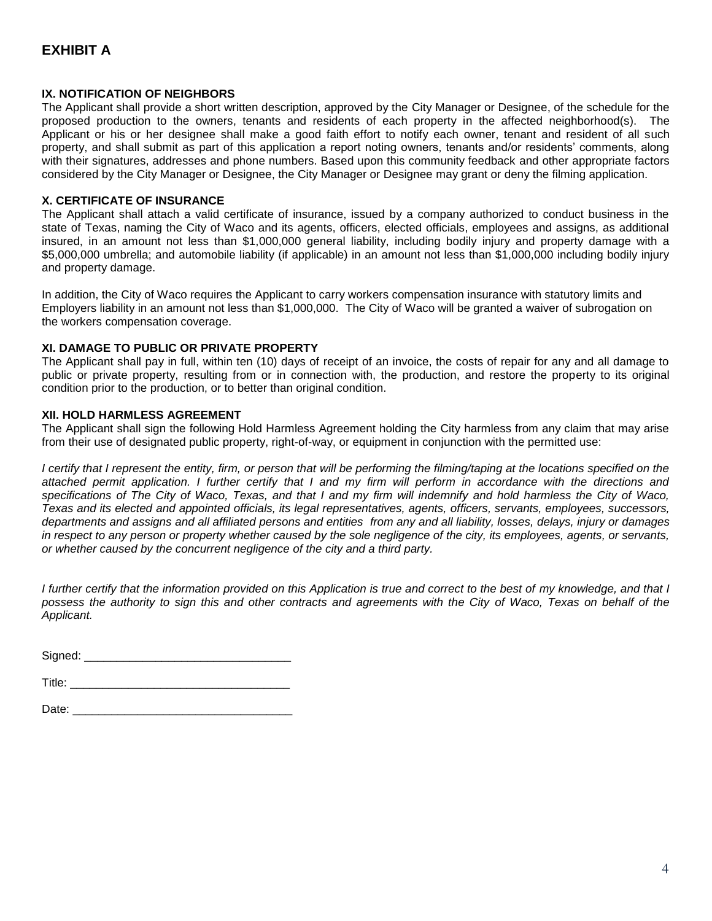# EXHIBIT A

**IX. NOTIFICATION OF NEIGHBORS**

The Applicant shall provide a short written description, approved by the City Manager or Designee, of the schedule for the proposed production to the owners, tenants and residents of each property in the affected neighborhood(s). The Applicant or his or her designee shall make a good faith effort to notify each owner, tenant and resident of all such property, and shall submit as part of this application a report noting owners, tenants and/or residents' comments, along with their signatures, addresses and phone numbers. Based upon this community feedback and other appropriate factors considered by the City Manager or Designee, the City Manager or Designee may grant or deny the filming application.

**X. CERTIFICATE OF INSURANCE**

The Applicant shall attach a valid certificate of insurance, issued by a company authorized to conduct business in the state of Texas, naming the City of Waco and its agents, officers, elected officials, employees and assigns, as additional insured, in an amount not less than $1,000,000 general liability, including bodily injury and property damage with a $5,000,000 umbrella; and automobile liability (if applicable) in an amount not less than $1,000,000 including bodily injury and property damage.

In addition, the City of Waco requires the Applicant to carry workers compensation insurance with statutory limits and Employers liability in an amount not less than $1,000,000. The City of Waco will be granted a waiver of subrogation on the workers compensation coverage.

**XI. DAMAGE TO PUBLIC OR PRIVATE PROPERTY**

The Applicant shall pay in full, within ten (10) days of receipt of an invoice, the costs of repair for any and all damage to public or private property, resulting from or in connection with, the production, and restore the property to its original condition prior to the production, or to better than original condition.

**XII. HOLD HARMLESS AGREEMENT**

The Applicant shall sign the following Hold Harmless Agreement holding the City harmless from any claim that may arise from their use of designated public property, right-of-way, or equipment in conjunction with the permitted use:

*I certify that I represent the entity, firm, or person that will be performing the filming/taping at the locations specified on the attached permit application. I further certify that I and my firm will perform in accordance with the directions and specifications of The City of Waco, Texas, and that I and my firm will indemnify and hold harmless the City of Waco, Texas and its elected and appointed officials, its legal representatives, agents, officers, servants, employees, successors, departments and assigns and all affiliated persons and entities from any and all liability, losses, delays, injury or damages in respect to any person or property whether caused by the sole negligence of the city, its employees, agents, or servants, or whether caused by the concurrent negligence of the city and a third party.*

*I further certify that the information provided on this Application is true and correct to the best of my knowledge, and that I possess the authority to sign this and other contracts and agreements with the City of Waco, Texas on behalf of the Applicant.*

Signed: ________________________________

Title: ________________________________

Date: ________________________________